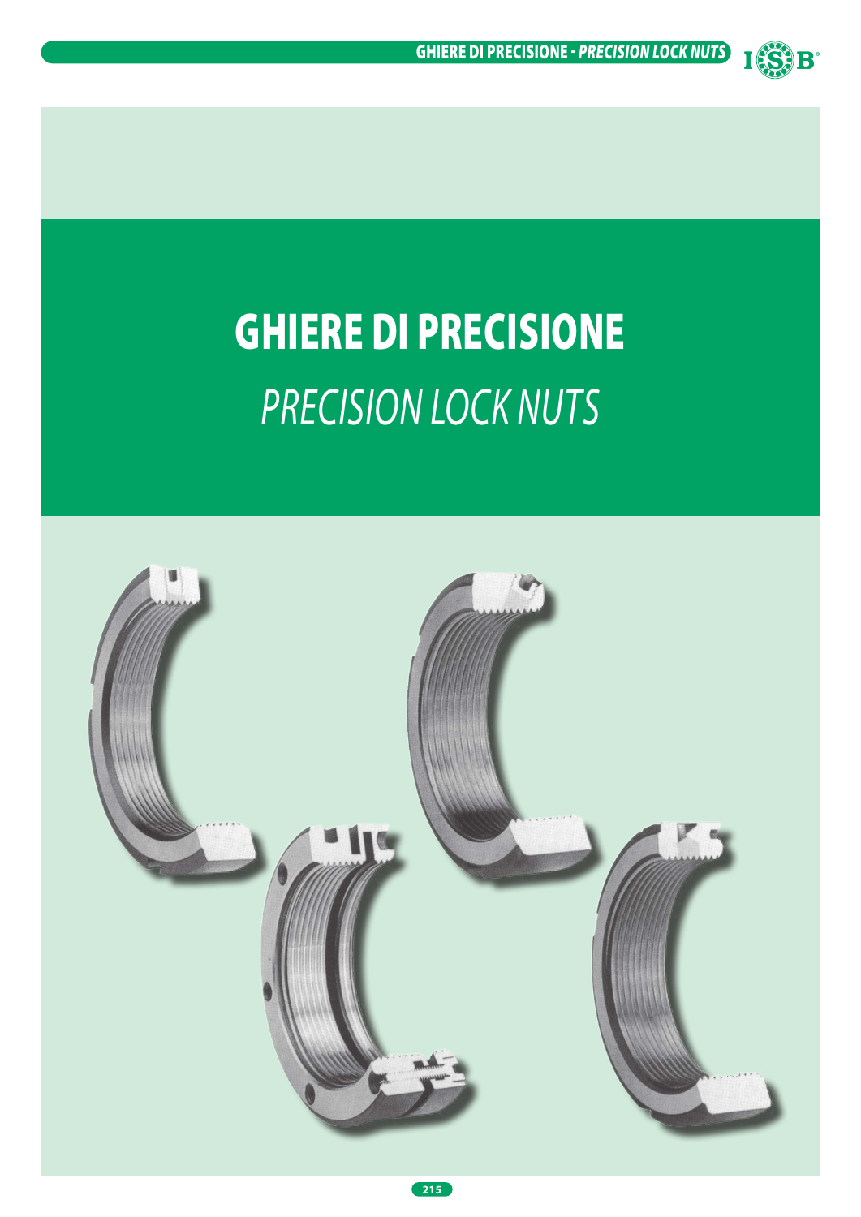# GHIERE DI PRECISIONE

*PRECISION LOCK NUTS*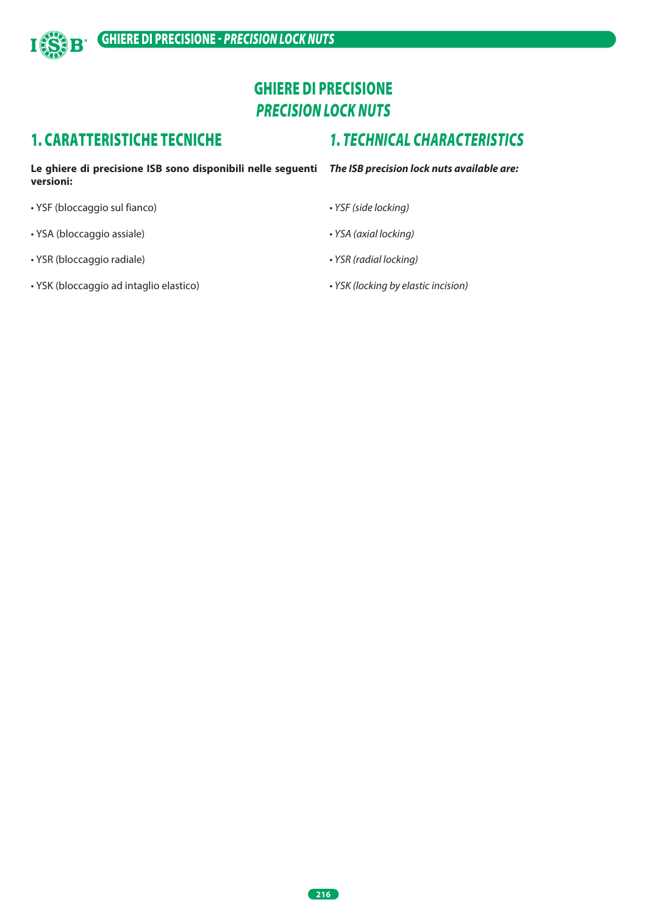# GHIERE DI PRECISIONE
# *PRECISION LOCK NUTS*

## 1. CARATTERISTICHE TECNICHE

**Le ghiere di precisione ISB sono disponibili nelle seguenti versioni:**

- YSF (bloccaggio sul fianco)
- YSA (bloccaggio assiale)
- YSR (bloccaggio radiale)
- YSK (bloccaggio ad intaglio elastico)

## *1. TECHNICAL CHARACTERISTICS*

***The ISB precision lock nuts available are:***

- *YSF (side locking)*
- *YSA (axial locking)*
- *YSR (radial locking)*
- *YSK (locking by elastic incision)*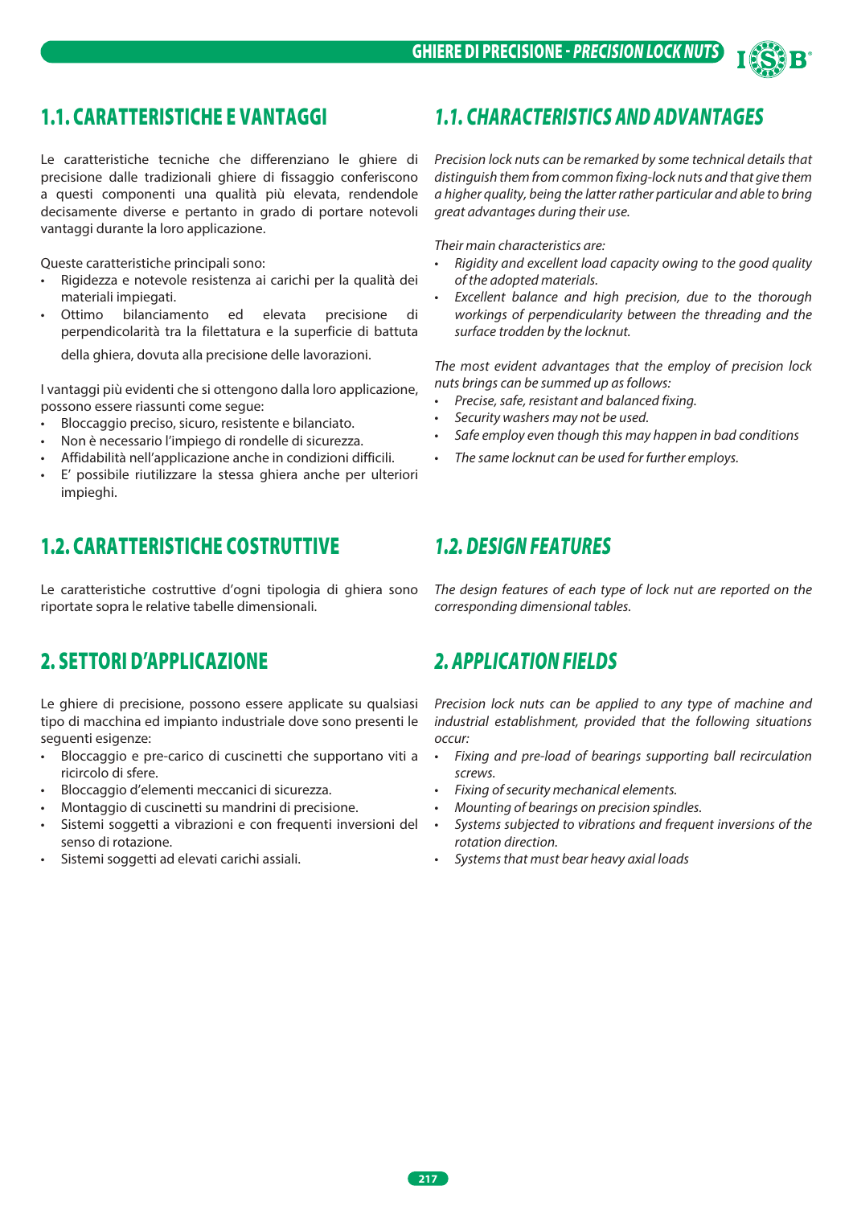## 1.1. CARATTERISTICHE E VANTAGGI

Le caratteristiche tecniche che differenziano le ghiere di precisione dalle tradizionali ghiere di fissaggio conferiscono a questi componenti una qualità più elevata, rendendole decisamente diverse e pertanto in grado di portare notevoli vantaggi durante la loro applicazione.

Queste caratteristiche principali sono:

- Rigidezza e notevole resistenza ai carichi per la qualità dei materiali impiegati.
- Ottimo bilanciamento ed elevata precisione di perpendicolarità tra la filettatura e la superficie di battuta della ghiera, dovuta alla precisione delle lavorazioni.

I vantaggi più evidenti che si ottengono dalla loro applicazione, possono essere riassunti come segue:

- Bloccaggio preciso, sicuro, resistente e bilanciato.
- Non è necessario l'impiego di rondelle di sicurezza.
- Affidabilità nell'applicazione anche in condizioni difficili.
- E' possibile riutilizzare la stessa ghiera anche per ulteriori impieghi.

## *1.1. CHARACTERISTICS AND ADVANTAGES*

*Precision lock nuts can be remarked by some technical details that distinguish them from common fixing-lock nuts and that give them a higher quality, being the latter rather particular and able to bring great advantages during their use.*

*Their main characteristics are:*

- *Rigidity and excellent load capacity owing to the good quality of the adopted materials.*
- *Excellent balance and high precision, due to the thorough workings of perpendicularity between the threading and the surface trodden by the locknut.*

*The most evident advantages that the employ of precision lock nuts brings can be summed up as follows:*

- *Precise, safe, resistant and balanced fixing.*
- *Security washers may not be used.*
- *Safe employ even though this may happen in bad conditions*
- *The same locknut can be used for further employs.*

## 1.2. CARATTERISTICHE COSTRUTTIVE

Le caratteristiche costruttive d'ogni tipologia di ghiera sono riportate sopra le relative tabelle dimensionali.

## *1.2. DESIGN FEATURES*

*The design features of each type of lock nut are reported on the corresponding dimensional tables.*

## 2. SETTORI D'APPLICAZIONE

Le ghiere di precisione, possono essere applicate su qualsiasi tipo di macchina ed impianto industriale dove sono presenti le seguenti esigenze:

- Bloccaggio e pre-carico di cuscinetti che supportano viti a ricircolo di sfere.
- Bloccaggio d'elementi meccanici di sicurezza.
- Montaggio di cuscinetti su mandrini di precisione.
- Sistemi soggetti a vibrazioni e con frequenti inversioni del senso di rotazione.
- Sistemi soggetti ad elevati carichi assiali.

## *2. APPLICATION FIELDS*

*Precision lock nuts can be applied to any type of machine and industrial establishment, provided that the following situations occur:*

- *Fixing and pre-load of bearings supporting ball recirculation screws.*
- *Fixing of security mechanical elements.*
- *Mounting of bearings on precision spindles.*
- *Systems subjected to vibrations and frequent inversions of the rotation direction.*
- *Systems that must bear heavy axial loads*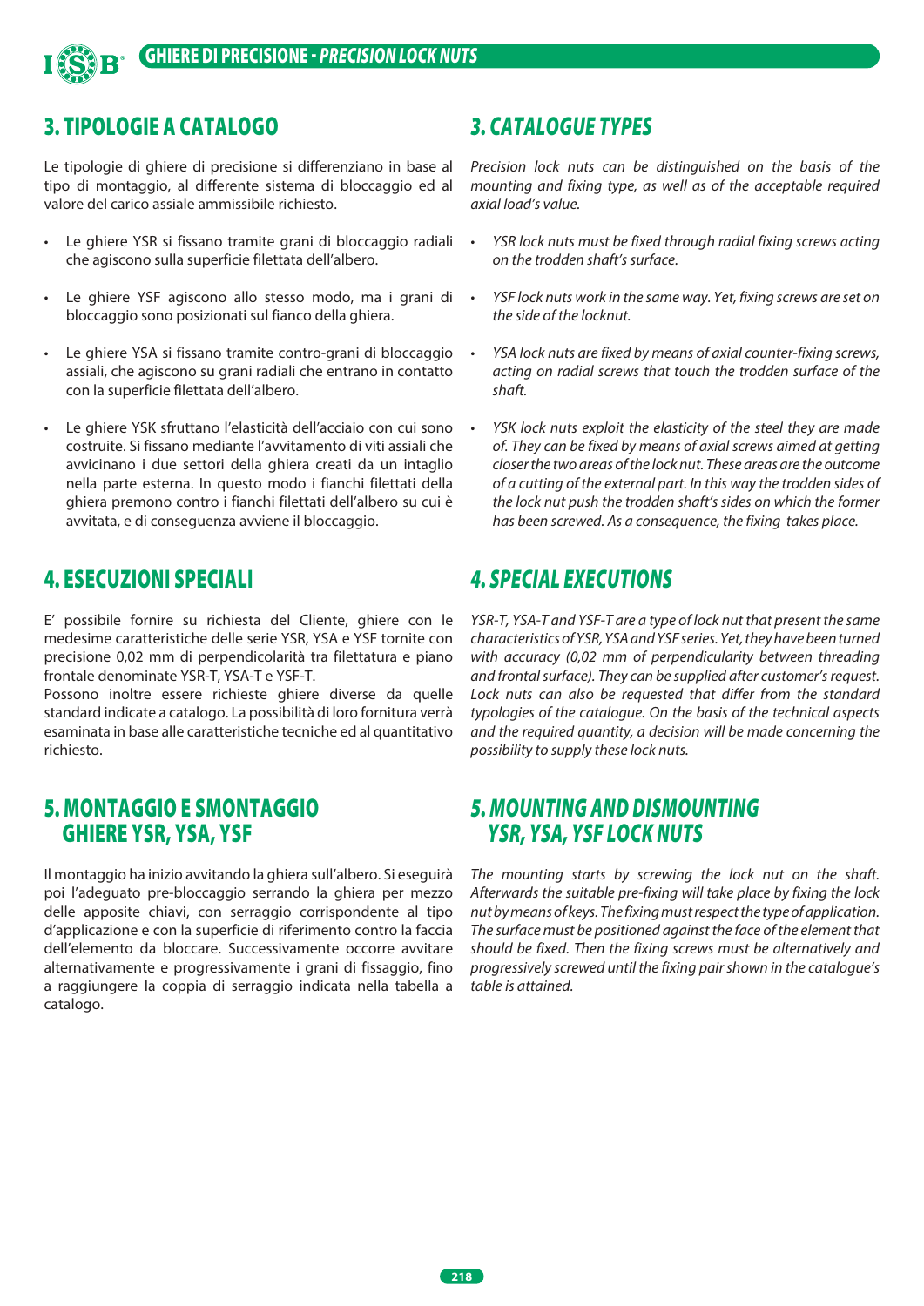## 3. TIPOLOGIE A CATALOGO

Le tipologie di ghiere di precisione si differenziano in base al tipo di montaggio, al differente sistema di bloccaggio ed al valore del carico assiale ammissibile richiesto.

- Le ghiere YSR si fissano tramite grani di bloccaggio radiali che agiscono sulla superficie filettata dell'albero.
- Le ghiere YSF agiscono allo stesso modo, ma i grani di bloccaggio sono posizionati sul fianco della ghiera.
- Le ghiere YSA si fissano tramite contro-grani di bloccaggio assiali, che agiscono su grani radiali che entrano in contatto con la superficie filettata dell'albero.
- Le ghiere YSK sfruttano l'elasticità dell'acciaio con cui sono costruite. Si fissano mediante l'avvitamento di viti assiali che avvicinano i due settori della ghiera creati da un intaglio nella parte esterna. In questo modo i fianchi filettati della ghiera premono contro i fianchi filettati dell'albero su cui è avvitata, e di conseguenza avviene il bloccaggio.

## *3. CATALOGUE TYPES*

*Precision lock nuts can be distinguished on the basis of the mounting and fixing type, as well as of the acceptable required axial load's value.*

- *YSR lock nuts must be fixed through radial fixing screws acting on the trodden shaft's surface.*
- *YSF lock nuts work in the same way. Yet, fixing screws are set on the side of the locknut.*
- *YSA lock nuts are fixed by means of axial counter-fixing screws, acting on radial screws that touch the trodden surface of the shaft.*
- *YSK lock nuts exploit the elasticity of the steel they are made of. They can be fixed by means of axial screws aimed at getting closer the two areas of the lock nut. These areas are the outcome of a cutting of the external part. In this way the trodden sides of the lock nut push the trodden shaft's sides on which the former has been screwed. As a consequence, the fixing takes place.*

## 4. ESECUZIONI SPECIALI

E' possibile fornire su richiesta del Cliente, ghiere con le medesime caratteristiche delle serie YSR, YSA e YSF tornite con precisione 0,02 mm di perpendicolarità tra filettatura e piano frontale denominate YSR-T, YSA-T e YSF-T.
Possono inoltre essere richieste ghiere diverse da quelle standard indicate a catalogo. La possibilità di loro fornitura verrà esaminata in base alle caratteristiche tecniche ed al quantitativo richiesto.

## *4. SPECIAL EXECUTIONS*

*YSR-T, YSA-T and YSF-T are a type of lock nut that present the same characteristics of YSR, YSA and YSF series. Yet, they have been turned with accuracy (0,02 mm of perpendicularity between threading and frontal surface). They can be supplied after customer's request. Lock nuts can also be requested that differ from the standard typologies of the catalogue. On the basis of the technical aspects and the required quantity, a decision will be made concerning the possibility to supply these lock nuts.*

## 5. MONTAGGIO E SMONTAGGIO GHIERE YSR, YSA, YSF

Il montaggio ha inizio avvitando la ghiera sull'albero. Si eseguirà poi l'adeguato pre-bloccaggio serrando la ghiera per mezzo delle apposite chiavi, con serraggio corrispondente al tipo d'applicazione e con la superficie di riferimento contro la faccia dell'elemento da bloccare. Successivamente occorre avvitare alternativamente e progressivamente i grani di fissaggio, fino a raggiungere la coppia di serraggio indicata nella tabella a catalogo.

## *5. MOUNTING AND DISMOUNTING YSR, YSA, YSF LOCK NUTS*

*The mounting starts by screwing the lock nut on the shaft. Afterwards the suitable pre-fixing will take place by fixing the lock nut by means of keys. The fixing must respect the type of application. The surface must be positioned against the face of the element that should be fixed. Then the fixing screws must be alternatively and progressively screwed until the fixing pair shown in the catalogue's table is attained.*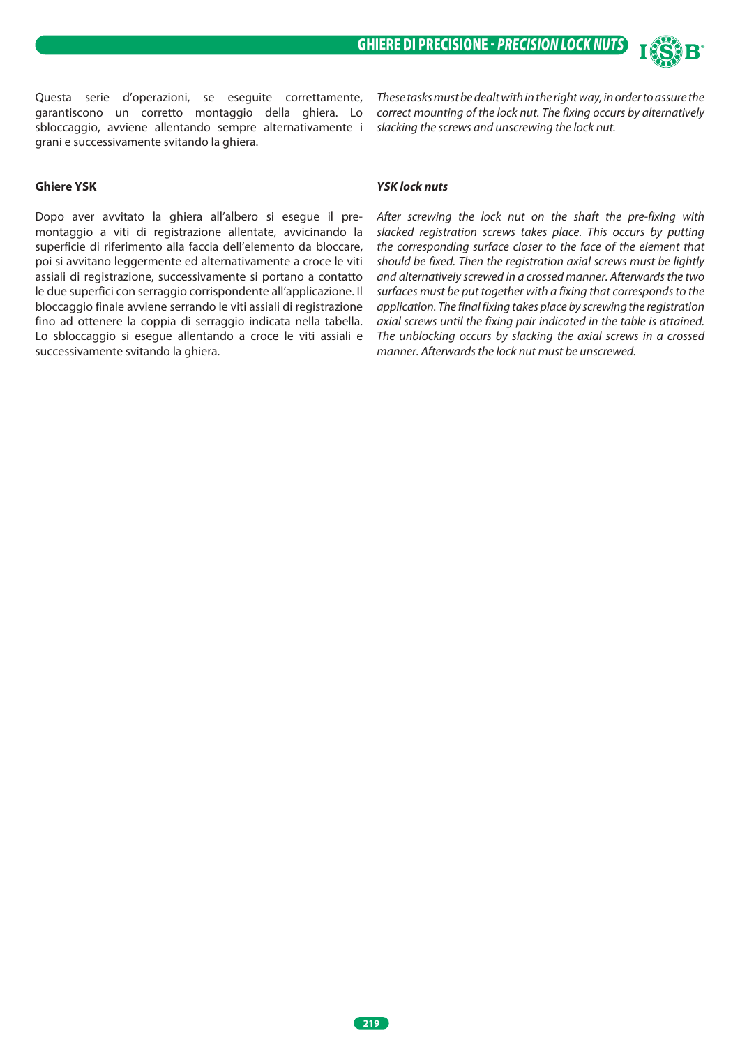Questa serie d'operazioni, se eseguite correttamente, garantiscono un corretto montaggio della ghiera. Lo sbloccaggio, avviene allentando sempre alternativamente i grani e successivamente svitando la ghiera.

*These tasks must be dealt with in the right way, in order to assure the correct mounting of the lock nut. The fixing occurs by alternatively slacking the screws and unscrewing the lock nut.*

**Ghiere YSK**

Dopo aver avvitato la ghiera all'albero si esegue il pre-montaggio a viti di registrazione allentate, avvicinando la superficie di riferimento alla faccia dell'elemento da bloccare, poi si avvitano leggermente ed alternativamente a croce le viti assiali di registrazione, successivamente si portano a contatto le due superfici con serraggio corrispondente all'applicazione. Il bloccaggio finale avviene serrando le viti assiali di registrazione fino ad ottenere la coppia di serraggio indicata nella tabella. Lo sbloccaggio si esegue allentando a croce le viti assiali e successivamente svitando la ghiera.

***YSK lock nuts***

*After screwing the lock nut on the shaft the pre-fixing with slacked registration screws takes place. This occurs by putting the corresponding surface closer to the face of the element that should be fixed. Then the registration axial screws must be lightly and alternatively screwed in a crossed manner. Afterwards the two surfaces must be put together with a fixing that corresponds to the application. The final fixing takes place by screwing the registration axial screws until the fixing pair indicated in the table is attained. The unblocking occurs by slacking the axial screws in a crossed manner. Afterwards the lock nut must be unscrewed.*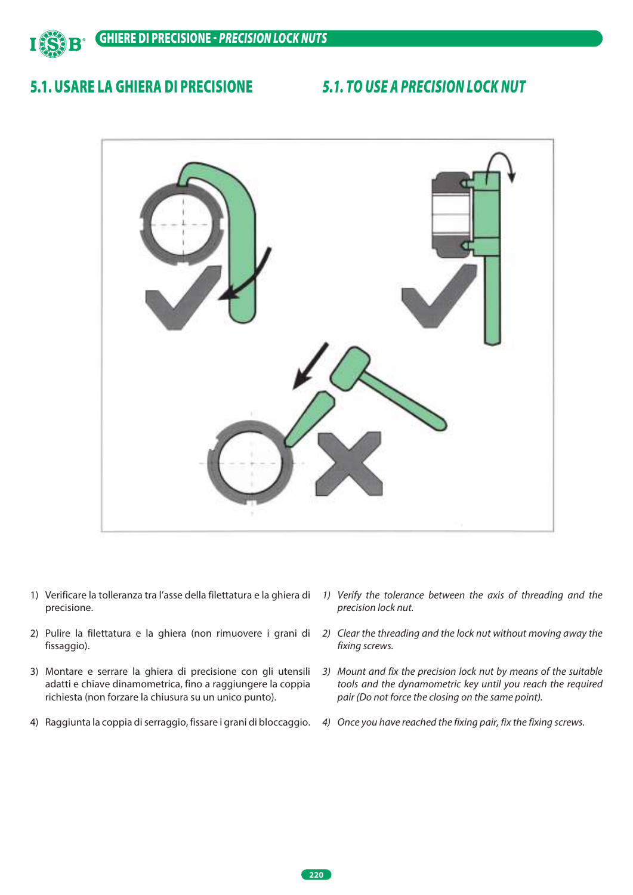## 5.1. USARE LA GHIERA DI PRECISIONE

## *5.1. TO USE A PRECISION LOCK NUT*

1) Verificare la tolleranza tra l'asse della filettatura e la ghiera di precisione.

2) Pulire la filettatura e la ghiera (non rimuovere i grani di fissaggio).

3) Montare e serrare la ghiera di precisione con gli utensili adatti e chiave dinamometrica, fino a raggiungere la coppia richiesta (non forzare la chiusura su un unico punto).

4) Raggiunta la coppia di serraggio, fissare i grani di bloccaggio.

*1) Verify the tolerance between the axis of threading and the precision lock nut.*

*2) Clear the threading and the lock nut without moving away the fixing screws.*

*3) Mount and fix the precision lock nut by means of the suitable tools and the dynamometric key until you reach the required pair (Do not force the closing on the same point).*

*4) Once you have reached the fixing pair, fix the fixing screws.*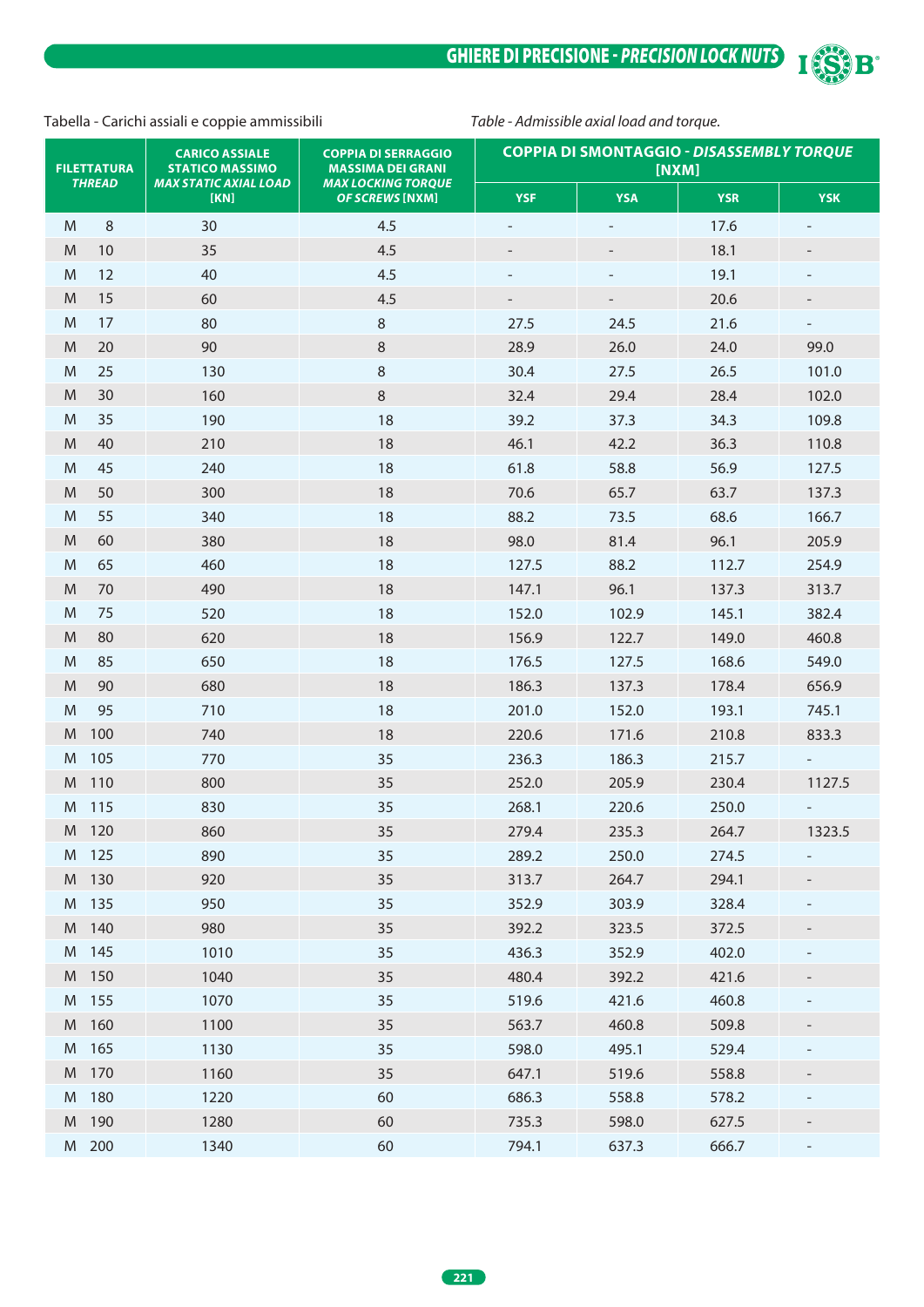Tabella - Carichi assiali e coppie ammissibili

*Table - Admissible axial load and torque.*

| FILETTATURA *THREAD* | CARICO ASSIALE STATICO MASSIMO *MAX STATIC AXIAL LOAD* [KN] | COPPIA DI SERRAGGIO MASSIMA DEI GRANI *MAX LOCKING TORQUE OF SCREWS* [NXM] | COPPIA DI SMONTAGGIO - *DISASSEMBLY TORQUE* [NXM] | | | |
|---|---|---|---|---|---|---|
| | | | YSF | YSA | YSR | YSK |
| M 8 | 30 | 4.5 | - | - | 17.6 | - |
| M 10 | 35 | 4.5 | - | - | 18.1 | - |
| M 12 | 40 | 4.5 | - | - | 19.1 | - |
| M 15 | 60 | 4.5 | - | - | 20.6 | - |
| M 17 | 80 | 8 | 27.5 | 24.5 | 21.6 | - |
| M 20 | 90 | 8 | 28.9 | 26.0 | 24.0 | 99.0 |
| M 25 | 130 | 8 | 30.4 | 27.5 | 26.5 | 101.0 |
| M 30 | 160 | 8 | 32.4 | 29.4 | 28.4 | 102.0 |
| M 35 | 190 | 18 | 39.2 | 37.3 | 34.3 | 109.8 |
| M 40 | 210 | 18 | 46.1 | 42.2 | 36.3 | 110.8 |
| M 45 | 240 | 18 | 61.8 | 58.8 | 56.9 | 127.5 |
| M 50 | 300 | 18 | 70.6 | 65.7 | 63.7 | 137.3 |
| M 55 | 340 | 18 | 88.2 | 73.5 | 68.6 | 166.7 |
| M 60 | 380 | 18 | 98.0 | 81.4 | 96.1 | 205.9 |
| M 65 | 460 | 18 | 127.5 | 88.2 | 112.7 | 254.9 |
| M 70 | 490 | 18 | 147.1 | 96.1 | 137.3 | 313.7 |
| M 75 | 520 | 18 | 152.0 | 102.9 | 145.1 | 382.4 |
| M 80 | 620 | 18 | 156.9 | 122.7 | 149.0 | 460.8 |
| M 85 | 650 | 18 | 176.5 | 127.5 | 168.6 | 549.0 |
| M 90 | 680 | 18 | 186.3 | 137.3 | 178.4 | 656.9 |
| M 95 | 710 | 18 | 201.0 | 152.0 | 193.1 | 745.1 |
| M 100 | 740 | 18 | 220.6 | 171.6 | 210.8 | 833.3 |
| M 105 | 770 | 35 | 236.3 | 186.3 | 215.7 | - |
| M 110 | 800 | 35 | 252.0 | 205.9 | 230.4 | 1127.5 |
| M 115 | 830 | 35 | 268.1 | 220.6 | 250.0 | - |
| M 120 | 860 | 35 | 279.4 | 235.3 | 264.7 | 1323.5 |
| M 125 | 890 | 35 | 289.2 | 250.0 | 274.5 | - |
| M 130 | 920 | 35 | 313.7 | 264.7 | 294.1 | - |
| M 135 | 950 | 35 | 352.9 | 303.9 | 328.4 | - |
| M 140 | 980 | 35 | 392.2 | 323.5 | 372.5 | - |
| M 145 | 1010 | 35 | 436.3 | 352.9 | 402.0 | - |
| M 150 | 1040 | 35 | 480.4 | 392.2 | 421.6 | - |
| M 155 | 1070 | 35 | 519.6 | 421.6 | 460.8 | - |
| M 160 | 1100 | 35 | 563.7 | 460.8 | 509.8 | - |
| M 165 | 1130 | 35 | 598.0 | 495.1 | 529.4 | - |
| M 170 | 1160 | 35 | 647.1 | 519.6 | 558.8 | - |
| M 180 | 1220 | 60 | 686.3 | 558.8 | 578.2 | - |
| M 190 | 1280 | 60 | 735.3 | 598.0 | 627.5 | - |
| M 200 | 1340 | 60 | 794.1 | 637.3 | 666.7 | - |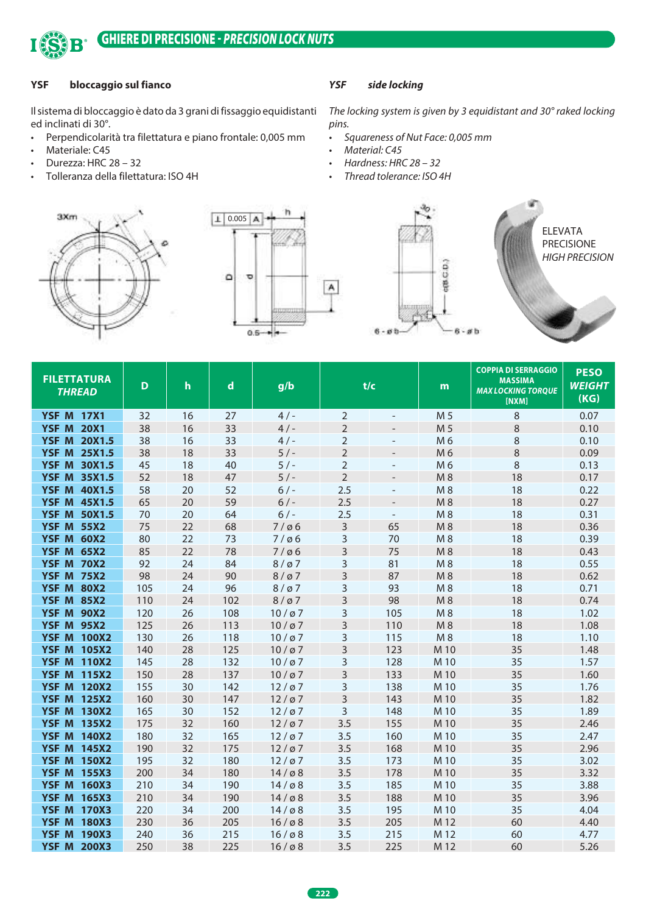# GHIERE DI PRECISIONE - *PRECISION LOCK NUTS*

**YSF bloccaggio sul fianco**

Il sistema di bloccaggio è dato da 3 grani di fissaggio equidistanti ed inclinati di 30°.

- Perpendicolarità tra filettatura e piano frontale: 0,005 mm
- Materiale: C45
- Durezza: HRC 28 – 32
- Tolleranza della filettatura: ISO 4H

***YSF side locking***

*The locking system is given by 3 equidistant and 30° raked locking pins.*

- *Squareness of Nut Face: 0,005 mm*
- *Material: C45*
- *Hardness: HRC 28 – 32*
- *Thread tolerance: ISO 4H*

ELEVATA PRECISIONE
*HIGH PRECISION*

| FILETTATURA *THREAD* | D | h | d | g/b | t/c | | m | COPPIA DI SERRAGGIO MASSIMA *MAX LOCKING TORQUE* [NXM] | PESO *WEIGHT* (KG) |
|---|---|---|---|---|---|---|---|---|---|
| YSF M 17X1 | 32 | 16 | 27 | 4 / - | 2 | - | M 5 | 8 | 0.07 |
| YSF M 20X1 | 38 | 16 | 33 | 4 / - | 2 | - | M 5 | 8 | 0.10 |
| YSF M 20X1.5 | 38 | 16 | 33 | 4 / - | 2 | - | M 6 | 8 | 0.10 |
| YSF M 25X1.5 | 38 | 18 | 33 | 5 / - | 2 | - | M 6 | 8 | 0.09 |
| YSF M 30X1.5 | 45 | 18 | 40 | 5 / - | 2 | - | M 6 | 8 | 0.13 |
| YSF M 35X1.5 | 52 | 18 | 47 | 5 / - | 2 | - | M 8 | 18 | 0.17 |
| YSF M 40X1.5 | 58 | 20 | 52 | 6 / - | 2.5 | - | M 8 | 18 | 0.22 |
| YSF M 45X1.5 | 65 | 20 | 59 | 6 / - | 2.5 | - | M 8 | 18 | 0.27 |
| YSF M 50X1.5 | 70 | 20 | 64 | 6 / - | 2.5 | - | M 8 | 18 | 0.31 |
| YSF M 55X2 | 75 | 22 | 68 | 7 / ø 6 | 3 | 65 | M 8 | 18 | 0.36 |
| YSF M 60X2 | 80 | 22 | 73 | 7 / ø 6 | 3 | 70 | M 8 | 18 | 0.39 |
| YSF M 65X2 | 85 | 22 | 78 | 7 / ø 6 | 3 | 75 | M 8 | 18 | 0.43 |
| YSF M 70X2 | 92 | 24 | 84 | 8 / ø 7 | 3 | 81 | M 8 | 18 | 0.55 |
| YSF M 75X2 | 98 | 24 | 90 | 8 / ø 7 | 3 | 87 | M 8 | 18 | 0.62 |
| YSF M 80X2 | 105 | 24 | 96 | 8 / ø 7 | 3 | 93 | M 8 | 18 | 0.71 |
| YSF M 85X2 | 110 | 24 | 102 | 8 / ø 7 | 3 | 98 | M 8 | 18 | 0.74 |
| YSF M 90X2 | 120 | 26 | 108 | 10 / ø 7 | 3 | 105 | M 8 | 18 | 1.02 |
| YSF M 95X2 | 125 | 26 | 113 | 10 / ø 7 | 3 | 110 | M 8 | 18 | 1.08 |
| YSF M 100X2 | 130 | 26 | 118 | 10 / ø 7 | 3 | 115 | M 8 | 18 | 1.10 |
| YSF M 105X2 | 140 | 28 | 125 | 10 / ø 7 | 3 | 123 | M 10 | 35 | 1.48 |
| YSF M 110X2 | 145 | 28 | 132 | 10 / ø 7 | 3 | 128 | M 10 | 35 | 1.57 |
| YSF M 115X2 | 150 | 28 | 137 | 10 / ø 7 | 3 | 133 | M 10 | 35 | 1.60 |
| YSF M 120X2 | 155 | 30 | 142 | 12 / ø 7 | 3 | 138 | M 10 | 35 | 1.76 |
| YSF M 125X2 | 160 | 30 | 147 | 12 / ø 7 | 3 | 143 | M 10 | 35 | 1.82 |
| YSF M 130X2 | 165 | 30 | 152 | 12 / ø 7 | 3 | 148 | M 10 | 35 | 1.89 |
| YSF M 135X2 | 175 | 32 | 160 | 12 / ø 7 | 3.5 | 155 | M 10 | 35 | 2.46 |
| YSF M 140X2 | 180 | 32 | 165 | 12 / ø 7 | 3.5 | 160 | M 10 | 35 | 2.47 |
| YSF M 145X2 | 190 | 32 | 175 | 12 / ø 7 | 3.5 | 168 | M 10 | 35 | 2.96 |
| YSF M 150X2 | 195 | 32 | 180 | 12 / ø 7 | 3.5 | 173 | M 10 | 35 | 3.02 |
| YSF M 155X3 | 200 | 34 | 180 | 14 / ø 8 | 3.5 | 178 | M 10 | 35 | 3.32 |
| YSF M 160X3 | 210 | 34 | 190 | 14 / ø 8 | 3.5 | 185 | M 10 | 35 | 3.88 |
| YSF M 165X3 | 210 | 34 | 190 | 14 / ø 8 | 3.5 | 188 | M 10 | 35 | 3.96 |
| YSF M 170X3 | 220 | 34 | 200 | 14 / ø 8 | 3.5 | 195 | M 10 | 35 | 4.04 |
| YSF M 180X3 | 230 | 36 | 205 | 16 / ø 8 | 3.5 | 205 | M 12 | 60 | 4.40 |
| YSF M 190X3 | 240 | 36 | 215 | 16 / ø 8 | 3.5 | 215 | M 12 | 60 | 4.77 |
| YSF M 200X3 | 250 | 38 | 225 | 16 / ø 8 | 3.5 | 225 | M 12 | 60 | 5.26 |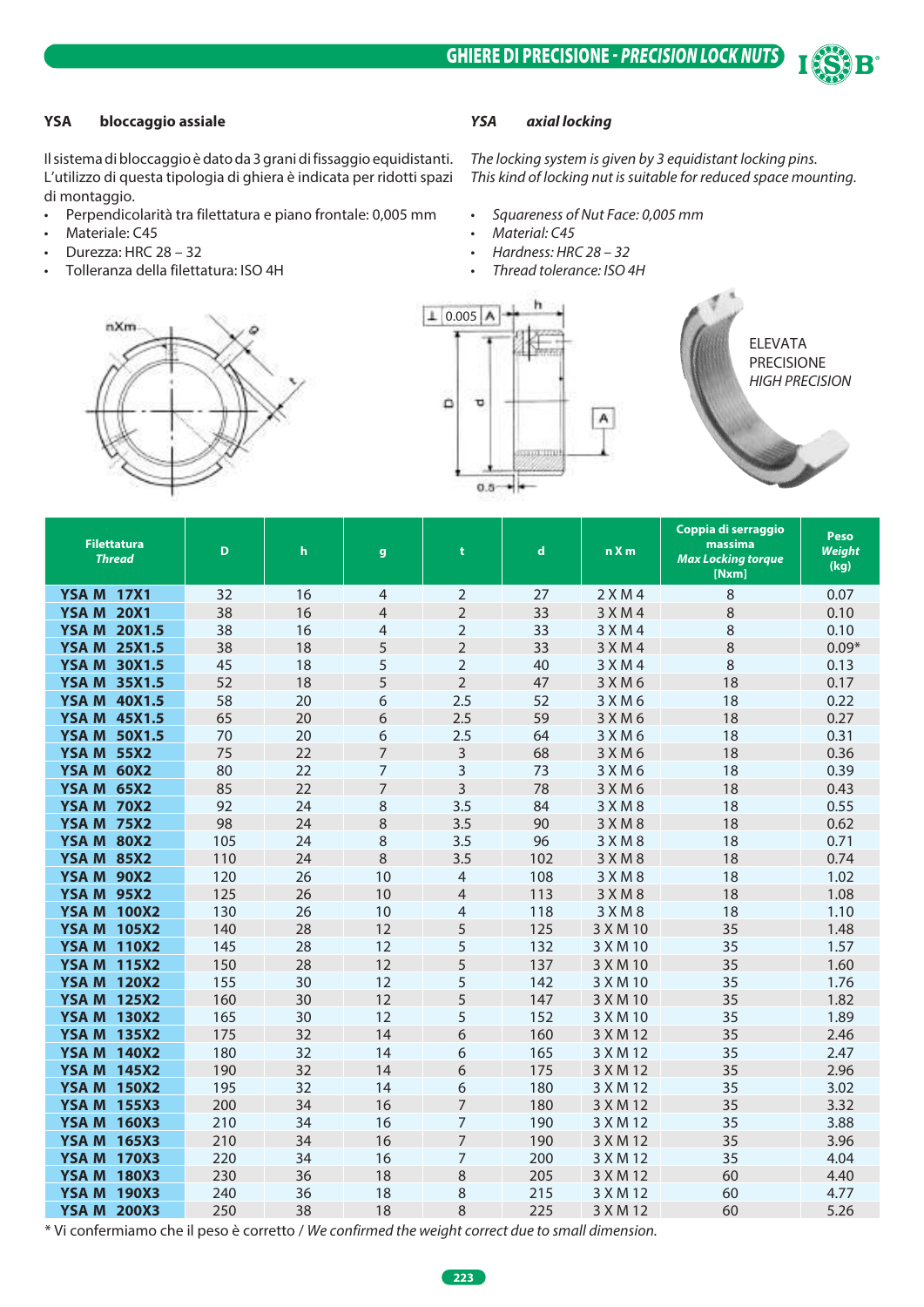## YSA bloccaggio assiale

Il sistema di bloccaggio è dato da 3 grani di fissaggio equidistanti. L'utilizzo di questa tipologia di ghiera è indicata per ridotti spazi di montaggio.

- Perpendicolarità tra filettatura e piano frontale: 0,005 mm
- Materiale: C45
- Durezza: HRC 28 – 32
- Tolleranza della filettatura: ISO 4H

## *YSA axial locking*

*The locking system is given by 3 equidistant locking pins. This kind of locking nut is suitable for reduced space mounting.*

- *Squareness of Nut Face: 0,005 mm*
- *Material: C45*
- *Hardness: HRC 28 – 32*
- *Thread tolerance: ISO 4H*

ELEVATA PRECISIONE
*HIGH PRECISION*

| Filettatura *Thread* | D | h | g | t | d | n X m | Coppia di serraggio massima *Max Locking torque* [Nxm] | Peso *Weight* (kg) |
|---|---|---|---|---|---|---|---|---|
| **YSA M 17X1** | 32 | 16 | 4 | 2 | 27 | 2 X M 4 | 8 | 0.07 |
| **YSA M 20X1** | 38 | 16 | 4 | 2 | 33 | 3 X M 4 | 8 | 0.10 |
| **YSA M 20X1.5** | 38 | 16 | 4 | 2 | 33 | 3 X M 4 | 8 | 0.10 |
| **YSA M 25X1.5** | 38 | 18 | 5 | 2 | 33 | 3 X M 4 | 8 | 0.09* |
| **YSA M 30X1.5** | 45 | 18 | 5 | 2 | 40 | 3 X M 4 | 8 | 0.13 |
| **YSA M 35X1.5** | 52 | 18 | 5 | 2 | 47 | 3 X M 6 | 18 | 0.17 |
| **YSA M 40X1.5** | 58 | 20 | 6 | 2.5 | 52 | 3 X M 6 | 18 | 0.22 |
| **YSA M 45X1.5** | 65 | 20 | 6 | 2.5 | 59 | 3 X M 6 | 18 | 0.27 |
| **YSA M 50X1.5** | 70 | 20 | 6 | 2.5 | 64 | 3 X M 6 | 18 | 0.31 |
| **YSA M 55X2** | 75 | 22 | 7 | 3 | 68 | 3 X M 6 | 18 | 0.36 |
| **YSA M 60X2** | 80 | 22 | 7 | 3 | 73 | 3 X M 6 | 18 | 0.39 |
| **YSA M 65X2** | 85 | 22 | 7 | 3 | 78 | 3 X M 6 | 18 | 0.43 |
| **YSA M 70X2** | 92 | 24 | 8 | 3.5 | 84 | 3 X M 8 | 18 | 0.55 |
| **YSA M 75X2** | 98 | 24 | 8 | 3.5 | 90 | 3 X M 8 | 18 | 0.62 |
| **YSA M 80X2** | 105 | 24 | 8 | 3.5 | 96 | 3 X M 8 | 18 | 0.71 |
| **YSA M 85X2** | 110 | 24 | 8 | 3.5 | 102 | 3 X M 8 | 18 | 0.74 |
| **YSA M 90X2** | 120 | 26 | 10 | 4 | 108 | 3 X M 8 | 18 | 1.02 |
| **YSA M 95X2** | 125 | 26 | 10 | 4 | 113 | 3 X M 8 | 18 | 1.08 |
| **YSA M 100X2** | 130 | 26 | 10 | 4 | 118 | 3 X M 8 | 18 | 1.10 |
| **YSA M 105X2** | 140 | 28 | 12 | 5 | 125 | 3 X M 10 | 35 | 1.48 |
| **YSA M 110X2** | 145 | 28 | 12 | 5 | 132 | 3 X M 10 | 35 | 1.57 |
| **YSA M 115X2** | 150 | 28 | 12 | 5 | 137 | 3 X M 10 | 35 | 1.60 |
| **YSA M 120X2** | 155 | 30 | 12 | 5 | 142 | 3 X M 10 | 35 | 1.76 |
| **YSA M 125X2** | 160 | 30 | 12 | 5 | 147 | 3 X M 10 | 35 | 1.82 |
| **YSA M 130X2** | 165 | 30 | 12 | 5 | 152 | 3 X M 10 | 35 | 1.89 |
| **YSA M 135X2** | 175 | 32 | 14 | 6 | 160 | 3 X M 12 | 35 | 2.46 |
| **YSA M 140X2** | 180 | 32 | 14 | 6 | 165 | 3 X M 12 | 35 | 2.47 |
| **YSA M 145X2** | 190 | 32 | 14 | 6 | 175 | 3 X M 12 | 35 | 2.96 |
| **YSA M 150X2** | 195 | 32 | 14 | 6 | 180 | 3 X M 12 | 35 | 3.02 |
| **YSA M 155X3** | 200 | 34 | 16 | 7 | 180 | 3 X M 12 | 35 | 3.32 |
| **YSA M 160X3** | 210 | 34 | 16 | 7 | 190 | 3 X M 12 | 35 | 3.88 |
| **YSA M 165X3** | 210 | 34 | 16 | 7 | 190 | 3 X M 12 | 35 | 3.96 |
| **YSA M 170X3** | 220 | 34 | 16 | 7 | 200 | 3 X M 12 | 35 | 4.04 |
| **YSA M 180X3** | 230 | 36 | 18 | 8 | 205 | 3 X M 12 | 60 | 4.40 |
| **YSA M 190X3** | 240 | 36 | 18 | 8 | 215 | 3 X M 12 | 60 | 4.77 |
| **YSA M 200X3** | 250 | 38 | 18 | 8 | 225 | 3 X M 12 | 60 | 5.26 |

* Vi confermiamo che il peso è corretto / *We confirmed the weight correct due to small dimension.*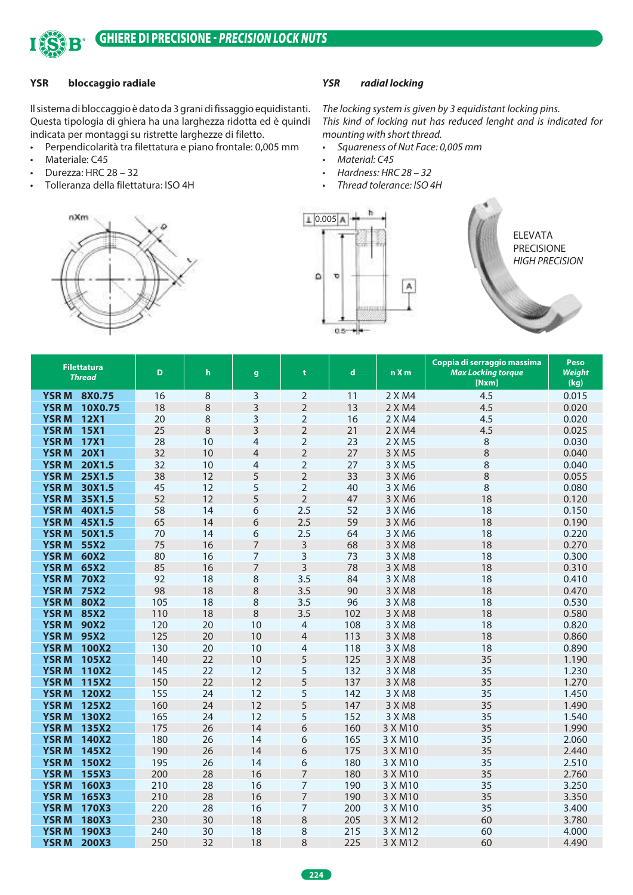## GHIERE DI PRECISIONE - *PRECISION LOCK NUTS*

### YSR bloccaggio radiale

Il sistema di bloccaggio è dato da 3 grani di fissaggio equidistanti. Questa tipologia di ghiera ha una larghezza ridotta ed è quindi indicata per montaggi su ristrette larghezze di filetto.

- Perpendicolarità tra filettatura e piano frontale: 0,005 mm
- Materiale: C45
- Durezza: HRC 28 – 32
- Tolleranza della filettatura: ISO 4H

### *YSR radial locking*

*The locking system is given by 3 equidistant locking pins. This kind of locking nut has reduced lenght and is indicated for mounting with short thread.*

- *Squareness of Nut Face: 0,005 mm*
- *Material: C45*
- *Hardness: HRC 28 – 32*
- *Thread tolerance: ISO 4H*

ELEVATA PRECISIONE
*HIGH PRECISION*

| Filettatura *Thread* | D | h | g | t | d | n X m | Coppia di serraggio massima *Max Locking torque* [Nxm] | Peso *Weight* (kg) |
|---|---|---|---|---|---|---|---|---|
| YSR M 8X0.75 | 16 | 8 | 3 | 2 | 11 | 2 X M4 | 4.5 | 0.015 |
| YSR M 10X0.75 | 18 | 8 | 3 | 2 | 13 | 2 X M4 | 4.5 | 0.020 |
| YSR M 12X1 | 20 | 8 | 3 | 2 | 16 | 2 X M4 | 4.5 | 0.020 |
| YSR M 15X1 | 25 | 8 | 3 | 2 | 21 | 2 X M4 | 4.5 | 0.025 |
| YSR M 17X1 | 28 | 10 | 4 | 2 | 23 | 2 X M5 | 8 | 0.030 |
| YSR M 20X1 | 32 | 10 | 4 | 2 | 27 | 3 X M5 | 8 | 0.040 |
| YSR M 20X1.5 | 32 | 10 | 4 | 2 | 27 | 3 X M5 | 8 | 0.040 |
| YSR M 25X1.5 | 38 | 12 | 5 | 2 | 33 | 3 X M6 | 8 | 0.055 |
| YSR M 30X1.5 | 45 | 12 | 5 | 2 | 40 | 3 X M6 | 8 | 0.080 |
| YSR M 35X1.5 | 52 | 12 | 5 | 2 | 47 | 3 X M6 | 18 | 0.120 |
| YSR M 40X1.5 | 58 | 14 | 6 | 2.5 | 52 | 3 X M6 | 18 | 0.150 |
| YSR M 45X1.5 | 65 | 14 | 6 | 2.5 | 59 | 3 X M6 | 18 | 0.190 |
| YSR M 50X1.5 | 70 | 14 | 6 | 2.5 | 64 | 3 X M6 | 18 | 0.220 |
| YSR M 55X2 | 75 | 16 | 7 | 3 | 68 | 3 X M8 | 18 | 0.270 |
| YSR M 60X2 | 80 | 16 | 7 | 3 | 73 | 3 X M8 | 18 | 0.300 |
| YSR M 65X2 | 85 | 16 | 7 | 3 | 78 | 3 X M8 | 18 | 0.310 |
| YSR M 70X2 | 92 | 18 | 8 | 3.5 | 84 | 3 X M8 | 18 | 0.410 |
| YSR M 75X2 | 98 | 18 | 8 | 3.5 | 90 | 3 X M8 | 18 | 0.470 |
| YSR M 80X2 | 105 | 18 | 8 | 3.5 | 96 | 3 X M8 | 18 | 0.530 |
| YSR M 85X2 | 110 | 18 | 8 | 3.5 | 102 | 3 X M8 | 18 | 0.580 |
| YSR M 90X2 | 120 | 20 | 10 | 4 | 108 | 3 X M8 | 18 | 0.820 |
| YSR M 95X2 | 125 | 20 | 10 | 4 | 113 | 3 X M8 | 18 | 0.860 |
| YSR M 100X2 | 130 | 20 | 10 | 4 | 118 | 3 X M8 | 18 | 0.890 |
| YSR M 105X2 | 140 | 22 | 10 | 5 | 125 | 3 X M8 | 35 | 1.190 |
| YSR M 110X2 | 145 | 22 | 12 | 5 | 132 | 3 X M8 | 35 | 1.230 |
| YSR M 115X2 | 150 | 22 | 12 | 5 | 137 | 3 X M8 | 35 | 1.270 |
| YSR M 120X2 | 155 | 24 | 12 | 5 | 142 | 3 X M8 | 35 | 1.450 |
| YSR M 125X2 | 160 | 24 | 12 | 5 | 147 | 3 X M8 | 35 | 1.490 |
| YSR M 130X2 | 165 | 24 | 12 | 5 | 152 | 3 X M8 | 35 | 1.540 |
| YSR M 135X2 | 175 | 26 | 14 | 6 | 160 | 3 X M10 | 35 | 1.990 |
| YSR M 140X2 | 180 | 26 | 14 | 6 | 165 | 3 X M10 | 35 | 2.060 |
| YSR M 145X2 | 190 | 26 | 14 | 6 | 175 | 3 X M10 | 35 | 2.440 |
| YSR M 150X2 | 195 | 26 | 14 | 6 | 180 | 3 X M10 | 35 | 2.510 |
| YSR M 155X3 | 200 | 28 | 16 | 7 | 180 | 3 X M10 | 35 | 2.760 |
| YSR M 160X3 | 210 | 28 | 16 | 7 | 190 | 3 X M10 | 35 | 3.250 |
| YSR M 165X3 | 210 | 28 | 16 | 7 | 190 | 3 X M10 | 35 | 3.350 |
| YSR M 170X3 | 220 | 28 | 16 | 7 | 200 | 3 X M10 | 35 | 3.400 |
| YSR M 180X3 | 230 | 30 | 18 | 8 | 205 | 3 X M12 | 60 | 3.780 |
| YSR M 190X3 | 240 | 30 | 18 | 8 | 215 | 3 X M12 | 60 | 4.000 |
| YSR M 200X3 | 250 | 32 | 18 | 8 | 225 | 3 X M12 | 60 | 4.490 |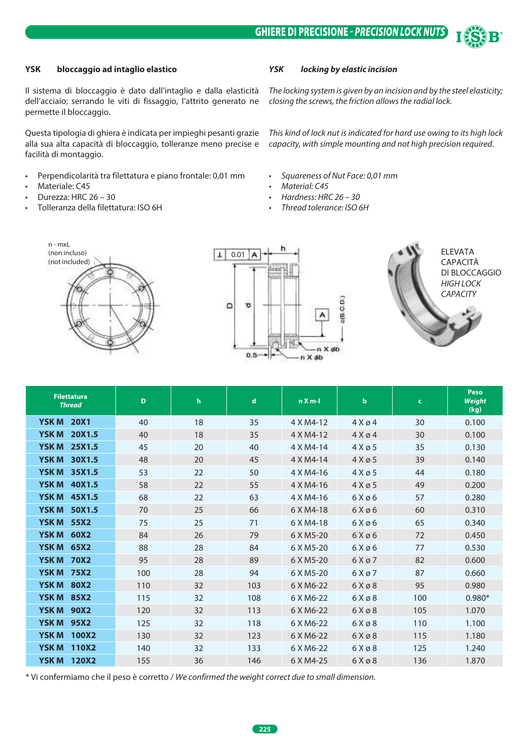## YSK bloccaggio ad intaglio elastico

Il sistema di bloccaggio è dato dall'intaglio e dalla elasticità dell'acciaio; serrando le viti di fissaggio, l'attrito generato ne permette il bloccaggio.

Questa tipologia di ghiera è indicata per impieghi pesanti grazie alla sua alta capacità di bloccaggio, tolleranze meno precise e facilità di montaggio.

- Perpendicolarità tra filettatura e piano frontale: 0,01 mm
- Materiale: C45
- Durezza: HRC 26 – 30
- Tolleranza della filettatura: ISO 6H

## *YSK locking by elastic incision*

*The locking system is given by an incision and by the steel elasticity; closing the screws, the friction allows the radial lock.*

*This kind of lock nut is indicated for hard use owing to its high lock capacity, with simple mounting and not high precision required.*

- *Squareness of Nut Face: 0,01 mm*
- *Material: C45*
- *Hardness: HRC 26 – 30*
- *Thread tolerance: ISO 6H*

n - mxL
(non incluso)
(not included)

0.01 A
h
D
d
A
ø(B.C.D.)
n X øb
n X øb
0.5

ELEVATA CAPACITÀ DI BLOCCAGGIO
*HIGH LOCK CAPACITY*

| Filettatura *Thread* | D | h | d | n X m-l | b | c | Peso *Weight* (kg) |
|---|---|---|---|---|---|---|---|
| YSK M 20X1 | 40 | 18 | 35 | 4 X M4-12 | 4 X ø 4 | 30 | 0.100 |
| YSK M 20X1.5 | 40 | 18 | 35 | 4 X M4-12 | 4 X ø 4 | 30 | 0.100 |
| YSK M 25X1.5 | 45 | 20 | 40 | 4 X M4-14 | 4 X ø 5 | 35 | 0.130 |
| YSK M 30X1.5 | 48 | 20 | 45 | 4 X M4-14 | 4 X ø 5 | 39 | 0.140 |
| YSK M 35X1.5 | 53 | 22 | 50 | 4 X M4-16 | 4 X ø 5 | 44 | 0.180 |
| YSK M 40X1.5 | 58 | 22 | 55 | 4 X M4-16 | 4 X ø 5 | 49 | 0.200 |
| YSK M 45X1.5 | 68 | 22 | 63 | 4 X M4-16 | 6 X ø 6 | 57 | 0.280 |
| YSK M 50X1.5 | 70 | 25 | 66 | 6 X M4-18 | 6 X ø 6 | 60 | 0.310 |
| YSK M 55X2 | 75 | 25 | 71 | 6 X M4-18 | 6 X ø 6 | 65 | 0.340 |
| YSK M 60X2 | 84 | 26 | 79 | 6 X M5-20 | 6 X ø 6 | 72 | 0.450 |
| YSK M 65X2 | 88 | 28 | 84 | 6 X M5-20 | 6 X ø 6 | 77 | 0.530 |
| YSK M 70X2 | 95 | 28 | 89 | 6 X M5-20 | 6 X ø 7 | 82 | 0.600 |
| YSK M 75X2 | 100 | 28 | 94 | 6 X M5-20 | 6 X ø 7 | 87 | 0.660 |
| YSK M 80X2 | 110 | 32 | 103 | 6 X M6-22 | 6 X ø 8 | 95 | 0.980 |
| YSK M 85X2 | 115 | 32 | 108 | 6 X M6-22 | 6 X ø 8 | 100 | 0.980* |
| YSK M 90X2 | 120 | 32 | 113 | 6 X M6-22 | 6 X ø 8 | 105 | 1.070 |
| YSK M 95X2 | 125 | 32 | 118 | 6 X M6-22 | 6 X ø 8 | 110 | 1.100 |
| YSK M 100X2 | 130 | 32 | 123 | 6 X M6-22 | 6 X ø 8 | 115 | 1.180 |
| YSK M 110X2 | 140 | 32 | 133 | 6 X M6-22 | 6 X ø 8 | 125 | 1.240 |
| YSK M 120X2 | 155 | 36 | 146 | 6 X M4-25 | 6 X ø 8 | 136 | 1.870 |

* Vi confermiamo che il peso è corretto / *We confirmed the weight correct due to small dimension.*